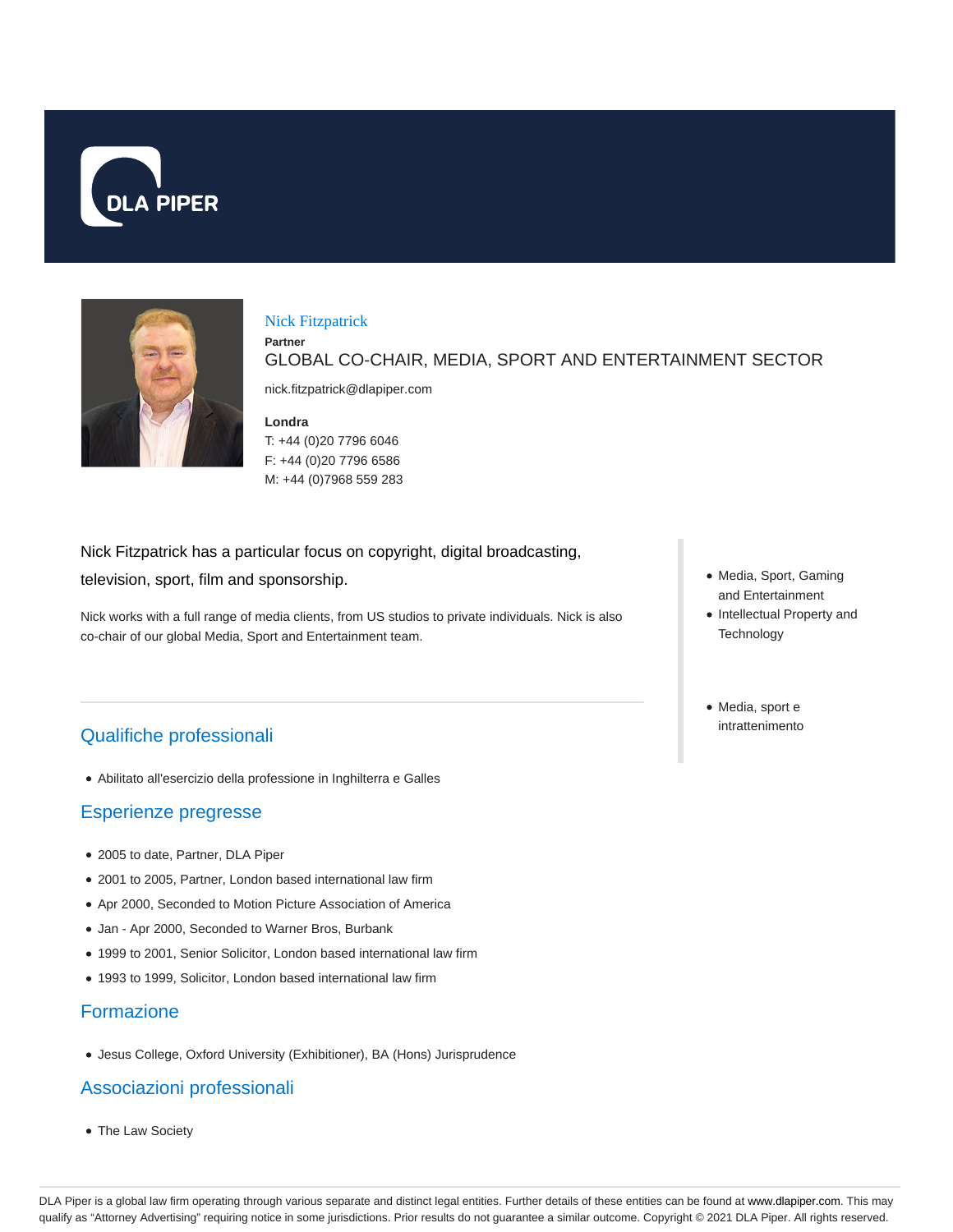DLA PIPER

# Nick Fitzpatrick

**Partner**

GLOBAL CO-CHAIR, MEDIA, SPORT AND ENTERTAINMENT SECTOR

nick.fitzpatrick@dlapiper.com

**Londra**

T: +44 (0)20 7796 6046

F: +44 (0)20 7796 6586

M: +44 (0)7968 559 283

Nick Fitzpatrick has a particular focus on copyright, digital broadcasting, television, sport, film and sponsorship.

Nick works with a full range of media clients, from US studios to private individuals. Nick is also co-chair of our global Media, Sport and Entertainment team.

- Media, Sport, Gaming and Entertainment
- Intellectual Property and Technology

- Media, sport e intrattenimento

## Qualifiche professionali

- Abilitato all'esercizio della professione in Inghilterra e Galles

## Esperienze pregresse

- 2005 to date, Partner, DLA Piper
- 2001 to 2005, Partner, London based international law firm
- Apr 2000, Seconded to Motion Picture Association of America
- Jan - Apr 2000, Seconded to Warner Bros, Burbank
- 1999 to 2001, Senior Solicitor, London based international law firm
- 1993 to 1999, Solicitor, London based international law firm

## Formazione

- Jesus College, Oxford University (Exhibitioner), BA (Hons) Jurisprudence

## Associazioni professionali

- The Law Society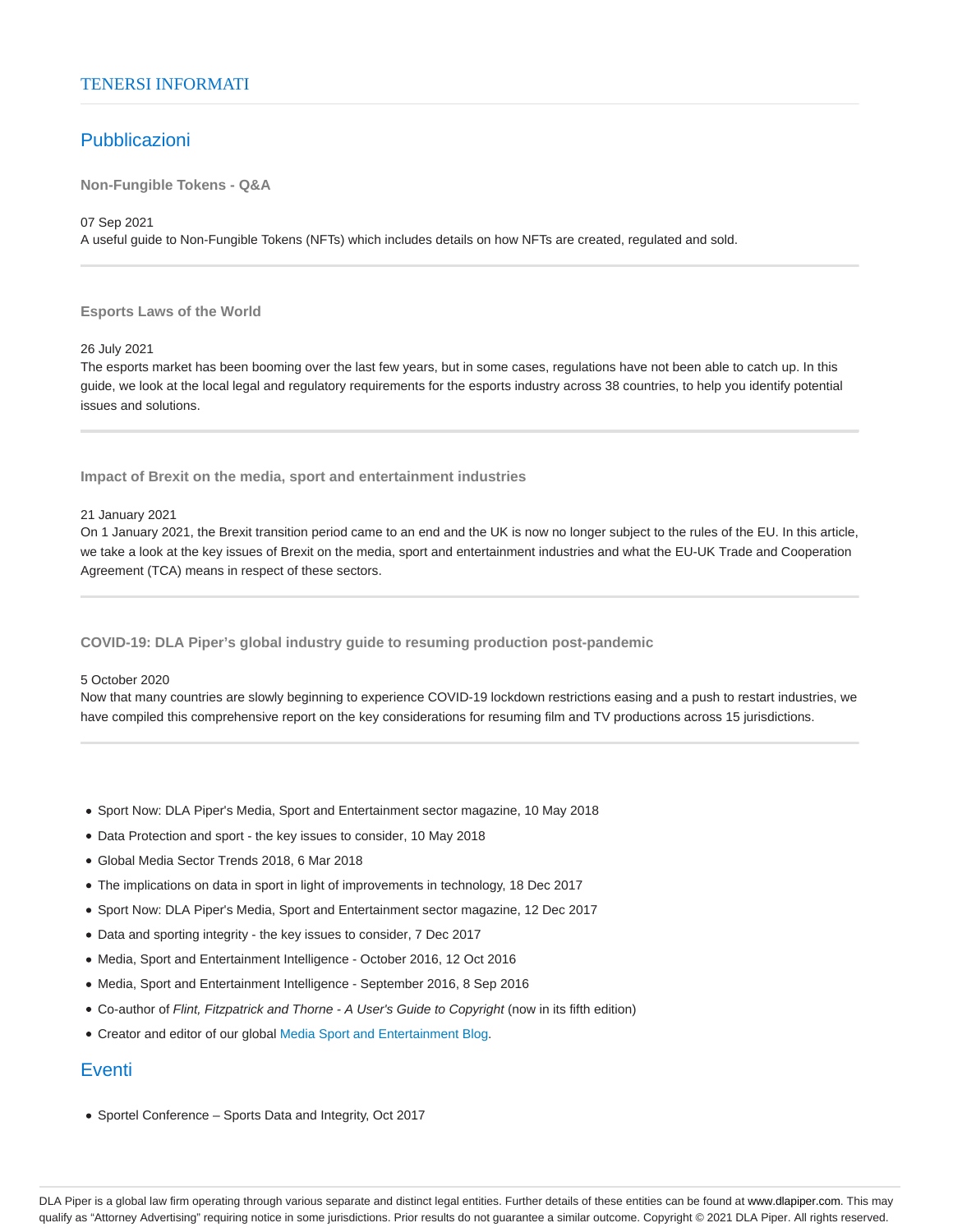TENERSI INFORMATI

## Pubblicazioni

### Non-Fungible Tokens - Q&A

07 Sep 2021
A useful guide to Non-Fungible Tokens (NFTs) which includes details on how NFTs are created, regulated and sold.

---

### Esports Laws of the World

26 July 2021
The esports market has been booming over the last few years, but in some cases, regulations have not been able to catch up. In this guide, we look at the local legal and regulatory requirements for the esports industry across 38 countries, to help you identify potential issues and solutions.

---

### Impact of Brexit on the media, sport and entertainment industries

21 January 2021
On 1 January 2021, the Brexit transition period came to an end and the UK is now no longer subject to the rules of the EU. In this article, we take a look at the key issues of Brexit on the media, sport and entertainment industries and what the EU-UK Trade and Cooperation Agreement (TCA) means in respect of these sectors.

---

### COVID-19: DLA Piper's global industry guide to resuming production post-pandemic

5 October 2020
Now that many countries are slowly beginning to experience COVID-19 lockdown restrictions easing and a push to restart industries, we have compiled this comprehensive report on the key considerations for resuming film and TV productions across 15 jurisdictions.

---

- Sport Now: DLA Piper's Media, Sport and Entertainment sector magazine, 10 May 2018
- Data Protection and sport - the key issues to consider, 10 May 2018
- Global Media Sector Trends 2018, 6 Mar 2018
- The implications on data in sport in light of improvements in technology, 18 Dec 2017
- Sport Now: DLA Piper's Media, Sport and Entertainment sector magazine, 12 Dec 2017
- Data and sporting integrity - the key issues to consider, 7 Dec 2017
- Media, Sport and Entertainment Intelligence - October 2016, 12 Oct 2016
- Media, Sport and Entertainment Intelligence - September 2016, 8 Sep 2016
- Co-author of *Flint, Fitzpatrick and Thorne - A User's Guide to Copyright* (now in its fifth edition)
- Creator and editor of our global Media Sport and Entertainment Blog.

## Eventi

- Sportel Conference – Sports Data and Integrity, Oct 2017

DLA Piper is a global law firm operating through various separate and distinct legal entities. Further details of these entities can be found at www.dlapiper.com. This may qualify as "Attorney Advertising" requiring notice in some jurisdictions. Prior results do not guarantee a similar outcome. Copyright © 2021 DLA Piper. All rights reserved.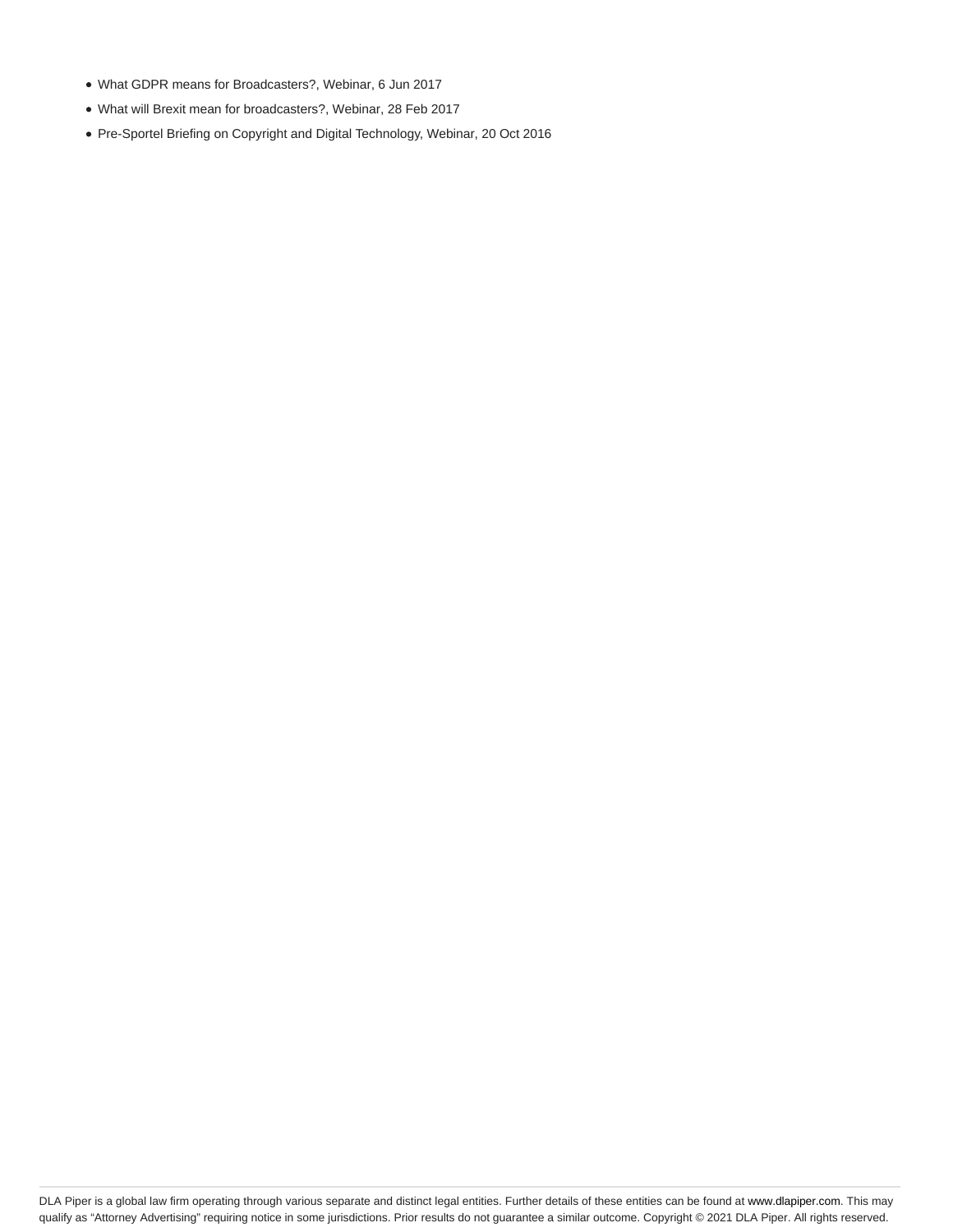- What GDPR means for Broadcasters?, Webinar, 6 Jun 2017
- What will Brexit mean for broadcasters?, Webinar, 28 Feb 2017
- Pre-Sportel Briefing on Copyright and Digital Technology, Webinar, 20 Oct 2016

DLA Piper is a global law firm operating through various separate and distinct legal entities. Further details of these entities can be found at www.dlapiper.com. This may qualify as "Attorney Advertising" requiring notice in some jurisdictions. Prior results do not guarantee a similar outcome. Copyright © 2021 DLA Piper. All rights reserved.